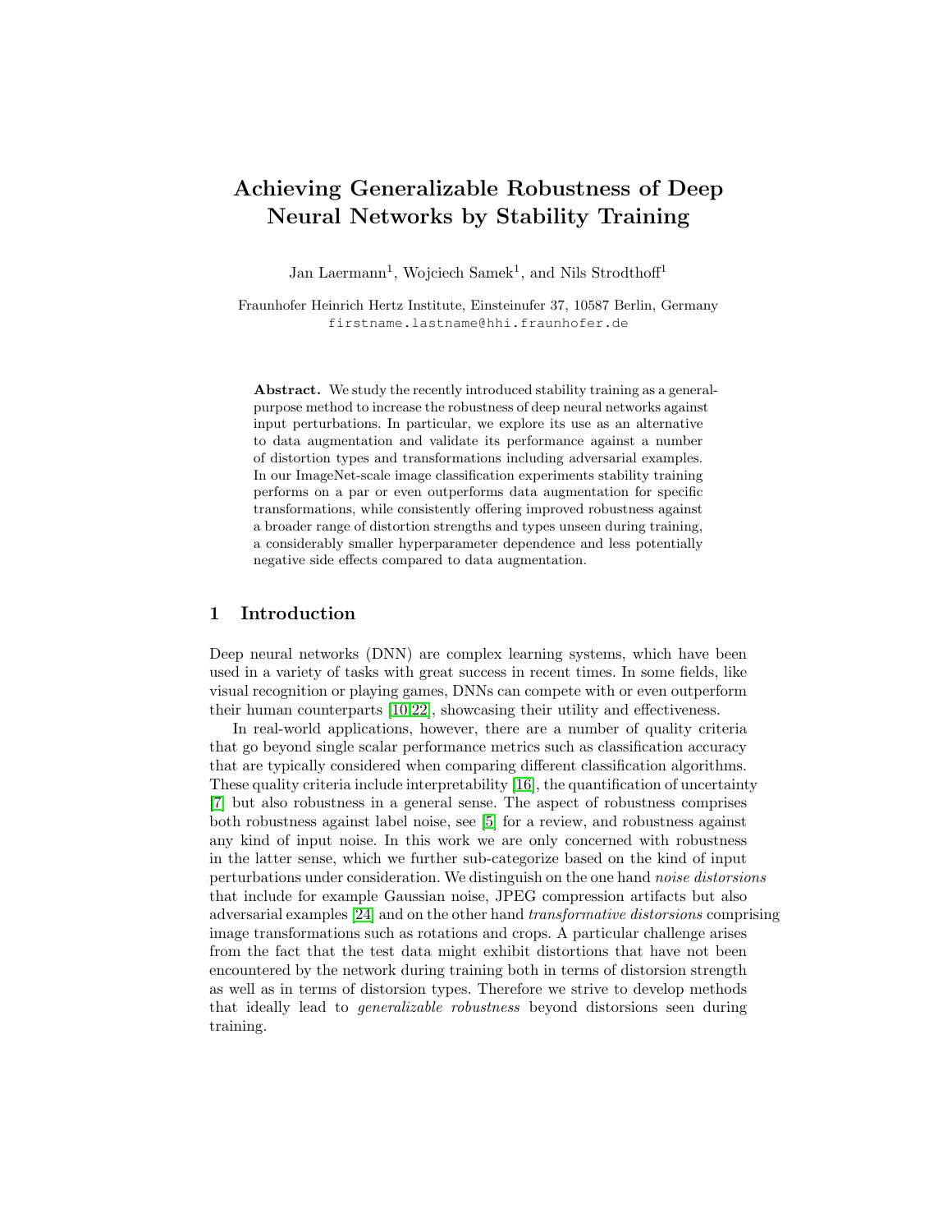# Achieving Generalizable Robustness of Deep Neural Networks by Stability Training

Jan Laermann[1], Wojciech Samek[1], and Nils Strodthoff[1]

Fraunhofer Heinrich Hertz Institute, Einsteinufer 37, 10587 Berlin, Germany
firstname.lastname@hhi.fraunhofer.de

**Abstract.** We study the recently introduced stability training as a general-purpose method to increase the robustness of deep neural networks against input perturbations. In particular, we explore its use as an alternative to data augmentation and validate its performance against a number of distortion types and transformations including adversarial examples. In our ImageNet-scale image classification experiments stability training performs on a par or even outperforms data augmentation for specific transformations, while consistently offering improved robustness against a broader range of distortion strengths and types unseen during training, a considerably smaller hyperparameter dependence and less potentially negative side effects compared to data augmentation.

## 1 Introduction

Deep neural networks (DNN) are complex learning systems, which have been used in a variety of tasks with great success in recent times. In some fields, like visual recognition or playing games, DNNs can compete with or even outperform their human counterparts [10,22], showcasing their utility and effectiveness.

In real-world applications, however, there are a number of quality criteria that go beyond single scalar performance metrics such as classification accuracy that are typically considered when comparing different classification algorithms. These quality criteria include interpretability [16], the quantification of uncertainty [7] but also robustness in a general sense. The aspect of robustness comprises both robustness against label noise, see [5] for a review, and robustness against any kind of input noise. In this work we are only concerned with robustness in the latter sense, which we further sub-categorize based on the kind of input perturbations under consideration. We distinguish on the one hand *noise distorsions* that include for example Gaussian noise, JPEG compression artifacts but also adversarial examples [24] and on the other hand *transformative distorsions* comprising image transformations such as rotations and crops. A particular challenge arises from the fact that the test data might exhibit distortions that have not been encountered by the network during training both in terms of distortion strength as well as in terms of distortion types. Therefore we strive to develop methods that ideally lead to *generalizable robustness* beyond distorsions seen during training.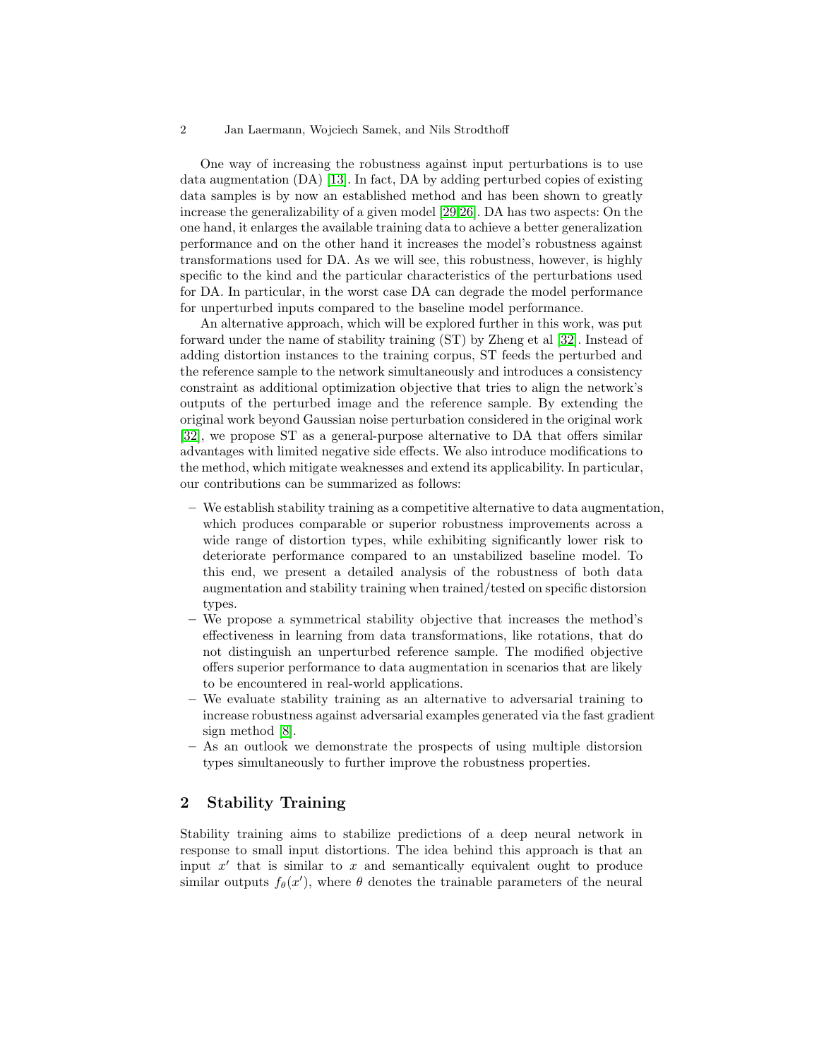One way of increasing the robustness against input perturbations is to use data augmentation (DA) [13]. In fact, DA by adding perturbed copies of existing data samples is by now an established method and has been shown to greatly increase the generalizability of a given model [29,26]. DA has two aspects: On the one hand, it enlarges the available training data to achieve a better generalization performance and on the other hand it increases the model's robustness against transformations used for DA. As we will see, this robustness, however, is highly specific to the kind and the particular characteristics of the perturbations used for DA. In particular, in the worst case DA can degrade the model performance for unperturbed inputs compared to the baseline model performance.

An alternative approach, which will be explored further in this work, was put forward under the name of stability training (ST) by Zheng et al [32]. Instead of adding distortion instances to the training corpus, ST feeds the perturbed and the reference sample to the network simultaneously and introduces a consistency constraint as additional optimization objective that tries to align the network's outputs of the perturbed image and the reference sample. By extending the original work beyond Gaussian noise perturbation considered in the original work [32], we propose ST as a general-purpose alternative to DA that offers similar advantages with limited negative side effects. We also introduce modifications to the method, which mitigate weaknesses and extend its applicability. In particular, our contributions can be summarized as follows:

- We establish stability training as a competitive alternative to data augmentation, which produces comparable or superior robustness improvements across a wide range of distortion types, while exhibiting significantly lower risk to deteriorate performance compared to an unstabilized baseline model. To this end, we present a detailed analysis of the robustness of both data augmentation and stability training when trained/tested on specific distorsion types.
- We propose a symmetrical stability objective that increases the method's effectiveness in learning from data transformations, like rotations, that do not distinguish an unperturbed reference sample. The modified objective offers superior performance to data augmentation in scenarios that are likely to be encountered in real-world applications.
- We evaluate stability training as an alternative to adversarial training to increase robustness against adversarial examples generated via the fast gradient sign method [8].
- As an outlook we demonstrate the prospects of using multiple distorsion types simultaneously to further improve the robustness properties.

## 2 Stability Training

Stability training aims to stabilize predictions of a deep neural network in response to small input distortions. The idea behind this approach is that an input $x'$ that is similar to $x$ and semantically equivalent ought to produce similar outputs $f_\theta(x')$, where $\theta$ denotes the trainable parameters of the neural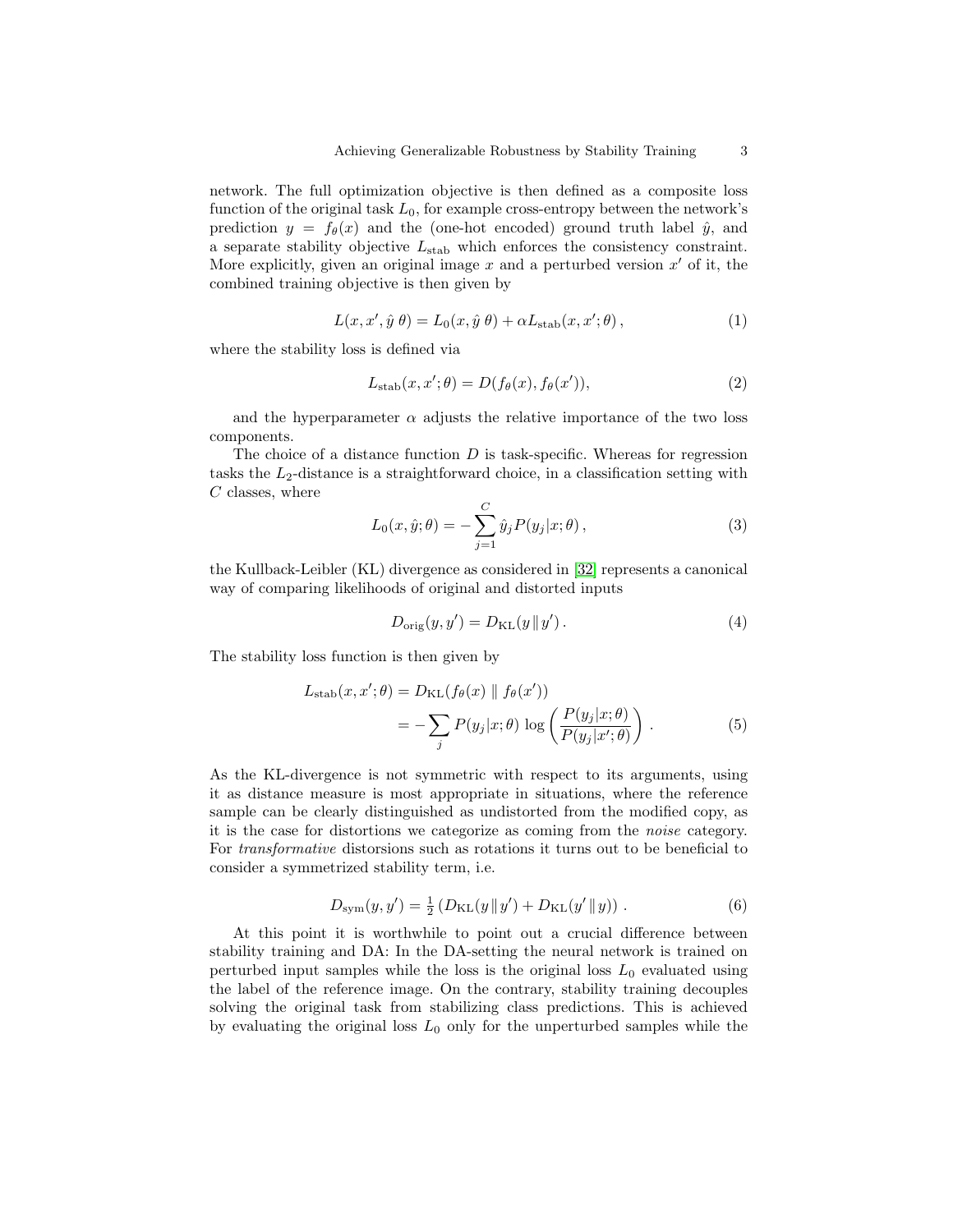network. The full optimization objective is then defined as a composite loss function of the original task $L_0$, for example cross-entropy between the network's prediction $y = f_\theta(x)$ and the (one-hot encoded) ground truth label $\hat{y}$, and a separate stability objective $L_{\text{stab}}$ which enforces the consistency constraint. More explicitly, given an original image $x$ and a perturbed version $x'$ of it, the combined training objective is then given by

$$L(x, x', \hat{y}\ \theta) = L_0(x, \hat{y}\ \theta) + \alpha L_{\text{stab}}(x, x'; \theta)\,, \tag{1}$$

where the stability loss is defined via

$$L_{\text{stab}}(x, x'; \theta) = D(f_\theta(x), f_\theta(x')), \tag{2}$$

and the hyperparameter $\alpha$ adjusts the relative importance of the two loss components.

The choice of a distance function $D$ is task-specific. Whereas for regression tasks the $L_2$-distance is a straightforward choice, in a classification setting with $C$ classes, where

$$L_0(x, \hat{y}; \theta) = -\sum_{j=1}^{C} \hat{y}_j P(y_j|x; \theta)\,, \tag{3}$$

the Kullback-Leibler (KL) divergence as considered in [32] represents a canonical way of comparing likelihoods of original and distorted inputs

$$D_{\text{orig}}(y, y') = D_{\text{KL}}(y \,\|\, y')\,. \tag{4}$$

The stability loss function is then given by

$$\begin{aligned} L_{\text{stab}}(x, x'; \theta) &= D_{\text{KL}}(f_\theta(x) \,\|\, f_\theta(x')) \\ &= -\sum_j P(y_j|x; \theta) \log\left(\frac{P(y_j|x; \theta)}{P(y_j|x'; \theta)}\right)\,. \end{aligned} \tag{5}$$

As the KL-divergence is not symmetric with respect to its arguments, using it as distance measure is most appropriate in situations, where the reference sample can be clearly distinguished as undistorted from the modified copy, as it is the case for distortions we categorize as coming from the *noise* category. For *transformative* distorsions such as rotations it turns out to be beneficial to consider a symmetrized stability term, i.e.

$$D_{\text{sym}}(y, y') = \tfrac{1}{2}\left(D_{\text{KL}}(y \,\|\, y') + D_{\text{KL}}(y' \,\|\, y)\right)\,. \tag{6}$$

At this point it is worthwhile to point out a crucial difference between stability training and DA: In the DA-setting the neural network is trained on perturbed input samples while the loss is the original loss $L_0$ evaluated using the label of the reference image. On the contrary, stability training decouples solving the original task from stabilizing class predictions. This is achieved by evaluating the original loss $L_0$ only for the unperturbed samples while the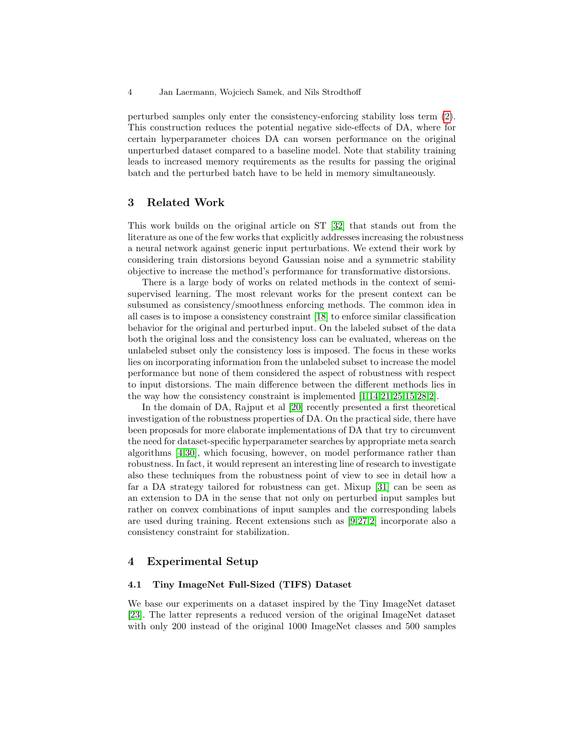perturbed samples only enter the consistency-enforcing stability loss term (2). This construction reduces the potential negative side-effects of DA, where for certain hyperparameter choices DA can worsen performance on the original unperturbed dataset compared to a baseline model. Note that stability training leads to increased memory requirements as the results for passing the original batch and the perturbed batch have to be held in memory simultaneously.

## 3 Related Work

This work builds on the original article on ST [32] that stands out from the literature as one of the few works that explicitly addresses increasing the robustness a neural network against generic input perturbations. We extend their work by considering train distorsions beyond Gaussian noise and a symmetric stability objective to increase the method's performance for transformative distorsions.

There is a large body of works on related methods in the context of semi-supervised learning. The most relevant works for the present context can be subsumed as consistency/smoothness enforcing methods. The common idea in all cases is to impose a consistency constraint [18] to enforce similar classification behavior for the original and perturbed input. On the labeled subset of the data both the original loss and the consistency loss can be evaluated, whereas on the unlabeled subset only the consistency loss is imposed. The focus in these works lies on incorporating information from the unlabeled subset to increase the model performance but none of them considered the aspect of robustness with respect to input distorsions. The main difference between the different methods lies in the way how the consistency constraint is implemented [1,14,21,25,15,28,2].

In the domain of DA, Rajput et al [20] recently presented a first theoretical investigation of the robustness properties of DA. On the practical side, there have been proposals for more elaborate implementations of DA that try to circumvent the need for dataset-specific hyperparameter searches by appropriate meta search algorithms [4,30], which focusing, however, on model performance rather than robustness. In fact, it would represent an interesting line of research to investigate also these techniques from the robustness point of view to see in detail how a far a DA strategy tailored for robustness can get. Mixup [31] can be seen as an extension to DA in the sense that not only on perturbed input samples but rather on convex combinations of input samples and the corresponding labels are used during training. Recent extensions such as [9,27,2] incorporate also a consistency constraint for stabilization.

## 4 Experimental Setup

### 4.1 Tiny ImageNet Full-Sized (TIFS) Dataset

We base our experiments on a dataset inspired by the Tiny ImageNet dataset [23]. The latter represents a reduced version of the original ImageNet dataset with only 200 instead of the original 1000 ImageNet classes and 500 samples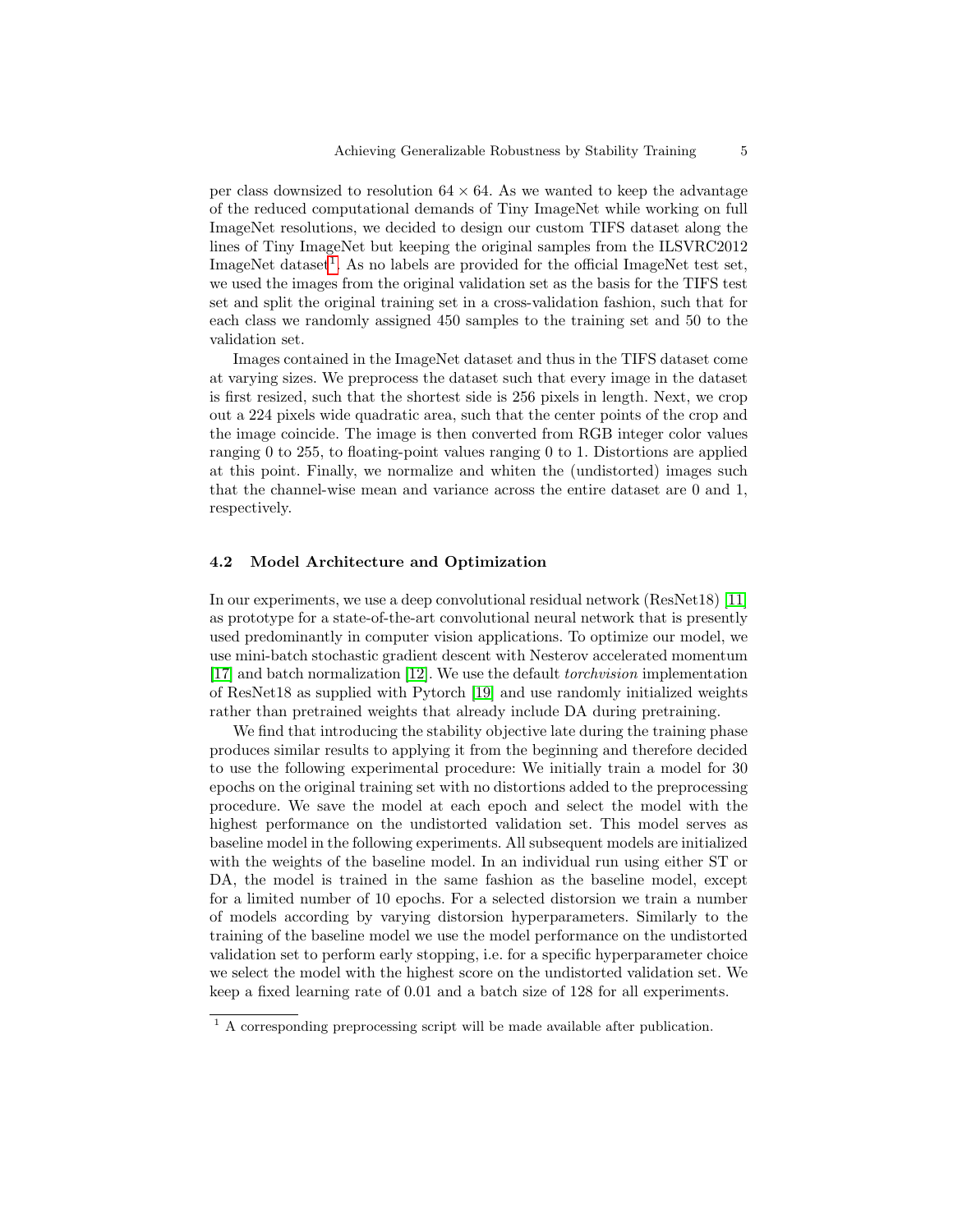per class downsized to resolution $64 \times 64$. As we wanted to keep the advantage of the reduced computational demands of Tiny ImageNet while working on full ImageNet resolutions, we decided to design our custom TIFS dataset along the lines of Tiny ImageNet but keeping the original samples from the ILSVRC2012 ImageNet dataset[1]. As no labels are provided for the official ImageNet test set, we used the images from the original validation set as the basis for the TIFS test set and split the original training set in a cross-validation fashion, such that for each class we randomly assigned 450 samples to the training set and 50 to the validation set.

Images contained in the ImageNet dataset and thus in the TIFS dataset come at varying sizes. We preprocess the dataset such that every image in the dataset is first resized, such that the shortest side is 256 pixels in length. Next, we crop out a 224 pixels wide quadratic area, such that the center points of the crop and the image coincide. The image is then converted from RGB integer color values ranging 0 to 255, to floating-point values ranging 0 to 1. Distortions are applied at this point. Finally, we normalize and whiten the (undistorted) images such that the channel-wise mean and variance across the entire dataset are 0 and 1, respectively.

### 4.2 Model Architecture and Optimization

In our experiments, we use a deep convolutional residual network (ResNet18) [11] as prototype for a state-of-the-art convolutional neural network that is presently used predominantly in computer vision applications. To optimize our model, we use mini-batch stochastic gradient descent with Nesterov accelerated momentum [17] and batch normalization [12]. We use the default *torchvision* implementation of ResNet18 as supplied with Pytorch [19] and use randomly initialized weights rather than pretrained weights that already include DA during pretraining.

We find that introducing the stability objective late during the training phase produces similar results to applying it from the beginning and therefore decided to use the following experimental procedure: We initially train a model for 30 epochs on the original training set with no distortions added to the preprocessing procedure. We save the model at each epoch and select the model with the highest performance on the undistorted validation set. This model serves as baseline model in the following experiments. All subsequent models are initialized with the weights of the baseline model. In an individual run using either ST or DA, the model is trained in the same fashion as the baseline model, except for a limited number of 10 epochs. For a selected distorsion we train a number of models according by varying distorsion hyperparameters. Similarly to the training of the baseline model we use the model performance on the undistorted validation set to perform early stopping, i.e. for a specific hyperparameter choice we select the model with the highest score on the undistorted validation set. We keep a fixed learning rate of 0.01 and a batch size of 128 for all experiments.

[1] A corresponding preprocessing script will be made available after publication.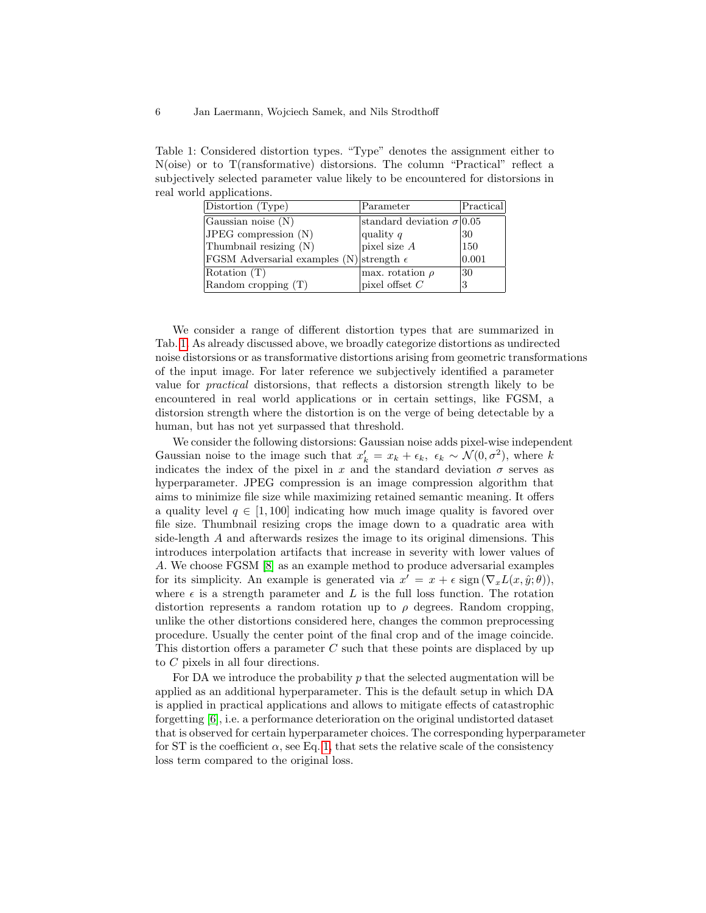Table 1: Considered distortion types. "Type" denotes the assignment either to N(oise) or to T(ransformative) distorsions. The column "Practical" reflect a subjectively selected parameter value likely to be encountered for distorsions in real world applications.

| Distortion (Type) | Parameter | Practical |
|---|---|---|
| Gaussian noise (N) | standard deviation $\sigma$ | 0.05 |
| JPEG compression (N) | quality $q$ | 30 |
| Thumbnail resizing (N) | pixel size $A$ | 150 |
| FGSM Adversarial examples (N) | strength $\epsilon$ | 0.001 |
| Rotation (T) | max. rotation $\rho$ | 30 |
| Random cropping (T) | pixel offset $C$ | 3 |

We consider a range of different distortion types that are summarized in Tab. 1. As already discussed above, we broadly categorize distortions as undirected noise distorsions or as transformative distortions arising from geometric transformations of the input image. For later reference we subjectively identified a parameter value for *practical* distorsions, that reflects a distorsion strength likely to be encountered in real world applications or in certain settings, like FGSM, a distorsion strength where the distortion is on the verge of being detectable by a human, but has not yet surpassed that threshold.

We consider the following distorsions: Gaussian noise adds pixel-wise independent Gaussian noise to the image such that $x'_k = x_k + \epsilon_k,\ \epsilon_k \sim \mathcal{N}(0, \sigma^2)$, where $k$ indicates the index of the pixel in $x$ and the standard deviation $\sigma$ serves as hyperparameter. JPEG compression is an image compression algorithm that aims to minimize file size while maximizing retained semantic meaning. It offers a quality level $q \in [1, 100]$ indicating how much image quality is favored over file size. Thumbnail resizing crops the image down to a quadratic area with side-length $A$ and afterwards resizes the image to its original dimensions. This introduces interpolation artifacts that increase in severity with lower values of $A$. We choose FGSM [8] as an example method to produce adversarial examples for its simplicity. An example is generated via $x' = x + \epsilon\ \mathrm{sign}\left(\nabla_x L(x, \hat{y}; \theta)\right)$, where $\epsilon$ is a strength parameter and $L$ is the full loss function. The rotation distortion represents a random rotation up to $\rho$ degrees. Random cropping, unlike the other distortions considered here, changes the common preprocessing procedure. Usually the center point of the final crop and of the image coincide. This distortion offers a parameter $C$ such that these points are displaced by up to $C$ pixels in all four directions.

For DA we introduce the probability $p$ that the selected augmentation will be applied as an additional hyperparameter. This is the default setup in which DA is applied in practical applications and allows to mitigate effects of catastrophic forgetting [6], i.e. a performance deterioration on the original undistorted dataset that is observed for certain hyperparameter choices. The corresponding hyperparameter for ST is the coefficient $\alpha$, see Eq. 1, that sets the relative scale of the consistency loss term compared to the original loss.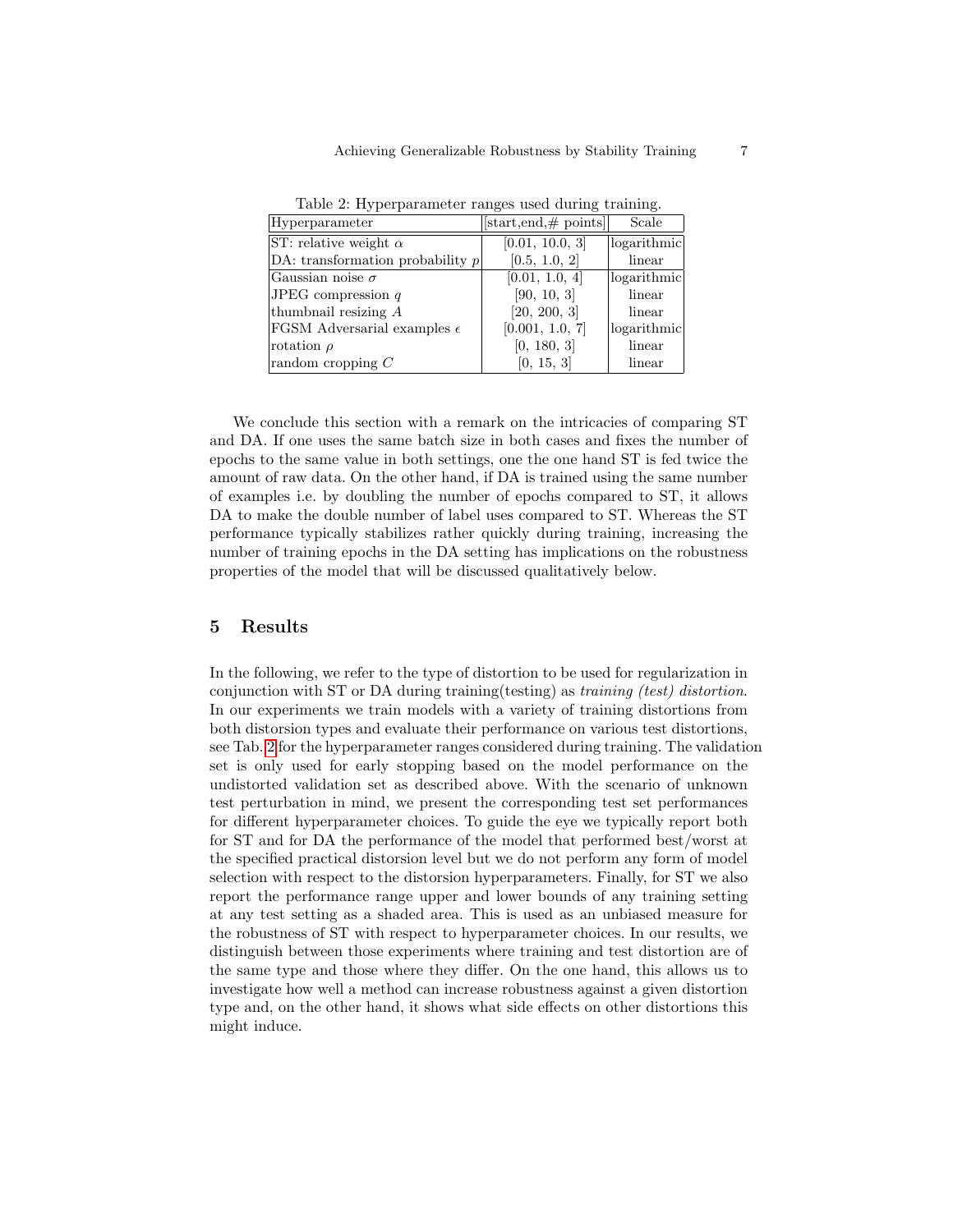Table 2: Hyperparameter ranges used during training.

| Hyperparameter | [start,end,# points] | Scale |
| --- | --- | --- |
| ST: relative weight $\alpha$ | [0.01, 10.0, 3] | logarithmic |
| DA: transformation probability $p$ | [0.5, 1.0, 2] | linear |
| Gaussian noise $\sigma$ | [0.01, 1.0, 4] | logarithmic |
| JPEG compression $q$ | [90, 10, 3] | linear |
| thumbnail resizing $A$ | [20, 200, 3] | linear |
| FGSM Adversarial examples $\epsilon$ | [0.001, 1.0, 7] | logarithmic |
| rotation $\rho$ | [0, 180, 3] | linear |
| random cropping $C$ | [0, 15, 3] | linear |

We conclude this section with a remark on the intricacies of comparing ST and DA. If one uses the same batch size in both cases and fixes the number of epochs to the same value in both settings, one the one hand ST is fed twice the amount of raw data. On the other hand, if DA is trained using the same number of examples i.e. by doubling the number of epochs compared to ST, it allows DA to make the double number of label uses compared to ST. Whereas the ST performance typically stabilizes rather quickly during training, increasing the number of training epochs in the DA setting has implications on the robustness properties of the model that will be discussed qualitatively below.

## 5 Results

In the following, we refer to the type of distortion to be used for regularization in conjunction with ST or DA during training(testing) as *training (test) distortion*. In our experiments we train models with a variety of training distortions from both distorsion types and evaluate their performance on various test distortions, see Tab. 2 for the hyperparameter ranges considered during training. The validation set is only used for early stopping based on the model performance on the undistorted validation set as described above. With the scenario of unknown test perturbation in mind, we present the corresponding test set performances for different hyperparameter choices. To guide the eye we typically report both for ST and for DA the performance of the model that performed best/worst at the specified practical distorsion level but we do not perform any form of model selection with respect to the distorsion hyperparameters. Finally, for ST we also report the performance range upper and lower bounds of any training setting at any test setting as a shaded area. This is used as an unbiased measure for the robustness of ST with respect to hyperparameter choices. In our results, we distinguish between those experiments where training and test distortion are of the same type and those where they differ. On the one hand, this allows us to investigate how well a method can increase robustness against a given distortion type and, on the other hand, it shows what side effects on other distortions this might induce.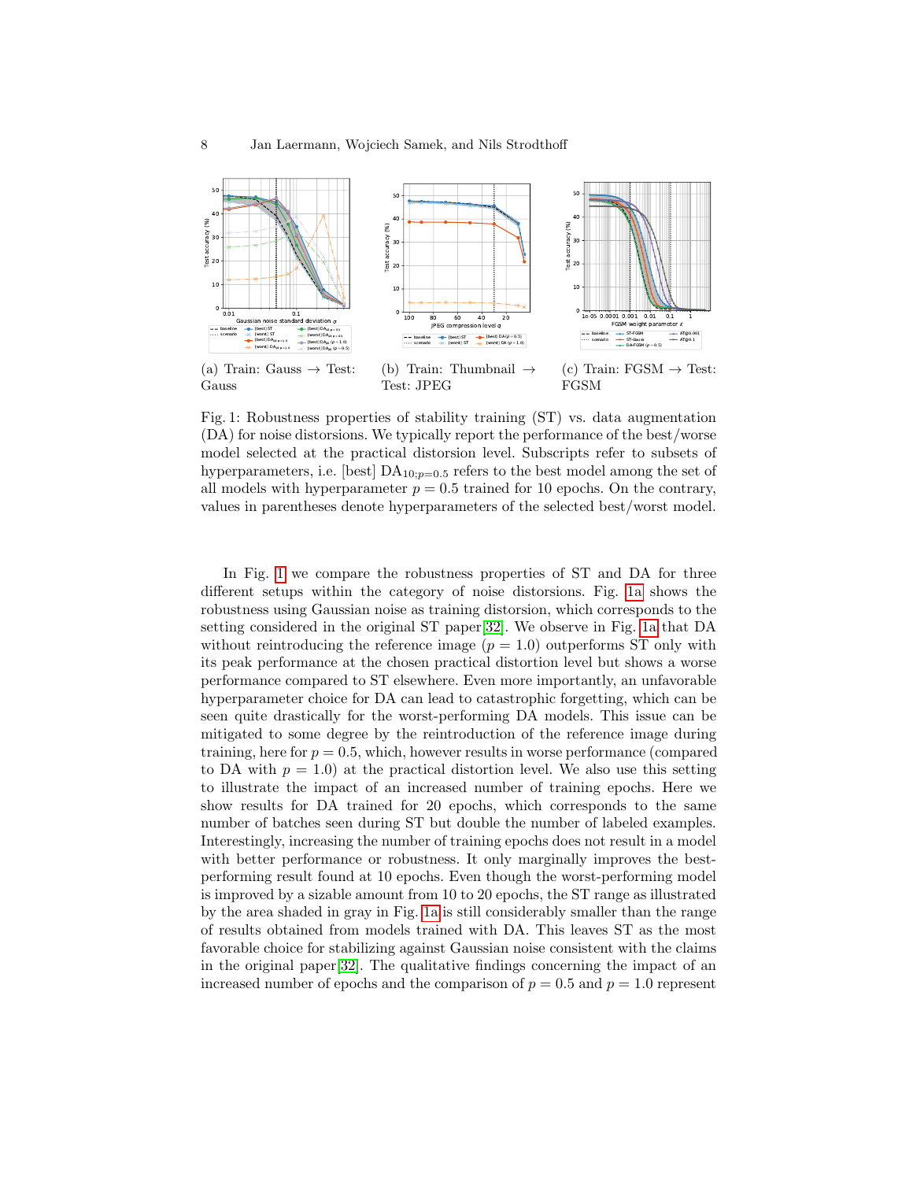(a) Train: Gauss → Test: Gauss

(b) Train: Thumbnail → Test: JPEG

(c) Train: FGSM → Test: FGSM

Fig. 1: Robustness properties of stability training (ST) vs. data augmentation (DA) for noise distorsions. We typically report the performance of the best/worse model selected at the practical distorsion level. Subscripts refer to subsets of hyperparameters, i.e. [best] $\text{DA}_{10;p=0.5}$ refers to the best model among the set of all models with hyperparameter $p = 0.5$ trained for 10 epochs. On the contrary, values in parentheses denote hyperparameters of the selected best/worst model.

In Fig. 1 we compare the robustness properties of ST and DA for three different setups within the category of noise distorsions. Fig. 1a shows the robustness using Gaussian noise as training distortion, which corresponds to the setting considered in the original ST paper[32]. We observe in Fig. 1a that DA without reintroducing the reference image ($p = 1.0$) outperforms ST only with its peak performance at the chosen practical distortion level but shows a worse performance compared to ST elsewhere. Even more importantly, an unfavorable hyperparameter choice for DA can lead to catastrophic forgetting, which can be seen quite drastically for the worst-performing DA models. This issue can be mitigated to some degree by the reintroduction of the reference image during training, here for $p = 0.5$, which, however results in worse performance (compared to DA with $p = 1.0$) at the practical distortion level. We also use this setting to illustrate the impact of an increased number of training epochs. Here we show results for DA trained for 20 epochs, which corresponds to the same number of batches seen during ST but double the number of labeled examples. Interestingly, increasing the number of training epochs does not result in a model with better performance or robustness. It only marginally improves the best-performing result found at 10 epochs. Even though the worst-performing model is improved by a sizable amount from 10 to 20 epochs, the ST range as illustrated by the area shaded in gray in Fig. 1a is still considerably smaller than the range of results obtained from models trained with DA. This leaves ST as the most favorable choice for stabilizing against Gaussian noise consistent with the claims in the original paper[32]. The qualitative findings concerning the impact of an increased number of epochs and the comparison of $p = 0.5$ and $p = 1.0$ represent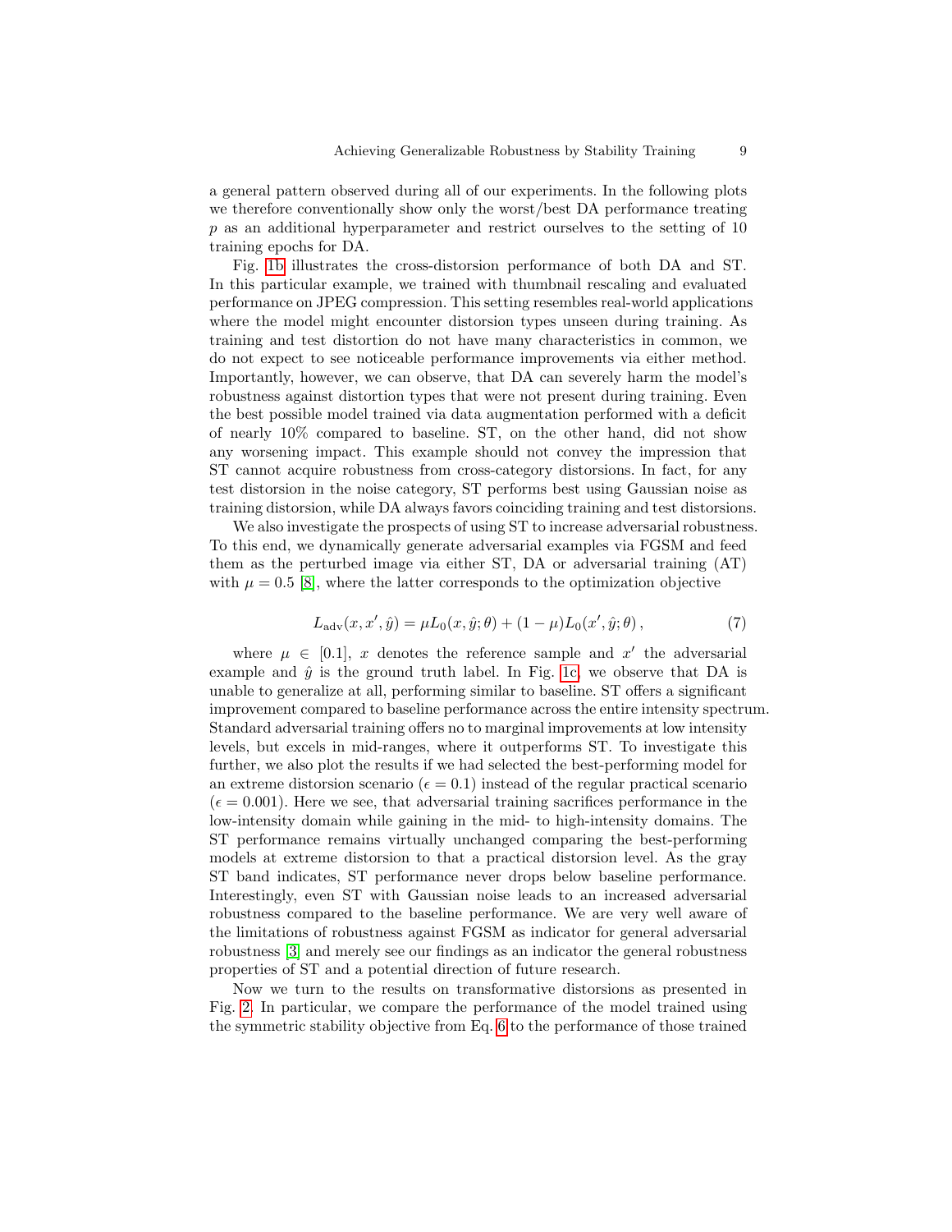a general pattern observed during all of our experiments. In the following plots we therefore conventionally show only the worst/best DA performance treating $p$ as an additional hyperparameter and restrict ourselves to the setting of 10 training epochs for DA.

Fig. 1b illustrates the cross-distorsion performance of both DA and ST. In this particular example, we trained with thumbnail rescaling and evaluated performance on JPEG compression. This setting resembles real-world applications where the model might encounter distorsion types unseen during training. As training and test distortion do not have many characteristics in common, we do not expect to see noticeable performance improvements via either method. Importantly, however, we can observe, that DA can severely harm the model's robustness against distortion types that were not present during training. Even the best possible model trained via data augmentation performed with a deficit of nearly 10% compared to baseline. ST, on the other hand, did not show any worsening impact. This example should not convey the impression that ST cannot acquire robustness from cross-category distorsions. In fact, for any test distorsion in the noise category, ST performs best using Gaussian noise as training distorsion, while DA always favors coinciding training and test distorsions.

We also investigate the prospects of using ST to increase adversarial robustness. To this end, we dynamically generate adversarial examples via FGSM and feed them as the perturbed image via either ST, DA or adversarial training (AT) with $\mu = 0.5$ [8], where the latter corresponds to the optimization objective

$$L_{\text{adv}}(x, x', \hat{y}) = \mu L_0(x, \hat{y}; \theta) + (1 - \mu) L_0(x', \hat{y}; \theta) \,, \tag{7}$$

where $\mu \in [0.1]$, $x$ denotes the reference sample and $x'$ the adversarial example and $\hat{y}$ is the ground truth label. In Fig. 1c, we observe that DA is unable to generalize at all, performing similar to baseline. ST offers a significant improvement compared to baseline performance across the entire intensity spectrum. Standard adversarial training offers no to marginal improvements at low intensity levels, but excels in mid-ranges, where it outperforms ST. To investigate this further, we also plot the results if we had selected the best-performing model for an extreme distorsion scenario ($\epsilon = 0.1$) instead of the regular practical scenario ($\epsilon = 0.001$). Here we see, that adversarial training sacrifices performance in the low-intensity domain while gaining in the mid- to high-intensity domains. The ST performance remains virtually unchanged comparing the best-performing models at extreme distorsion to that a practical distorsion level. As the gray ST band indicates, ST performance never drops below baseline performance. Interestingly, even ST with Gaussian noise leads to an increased adversarial robustness compared to the baseline performance. We are very well aware of the limitations of robustness against FGSM as indicator for general adversarial robustness [3] and merely see our findings as an indicator the general robustness properties of ST and a potential direction of future research.

Now we turn to the results on transformative distorsions as presented in Fig. 2. In particular, we compare the performance of the model trained using the symmetric stability objective from Eq. 6 to the performance of those trained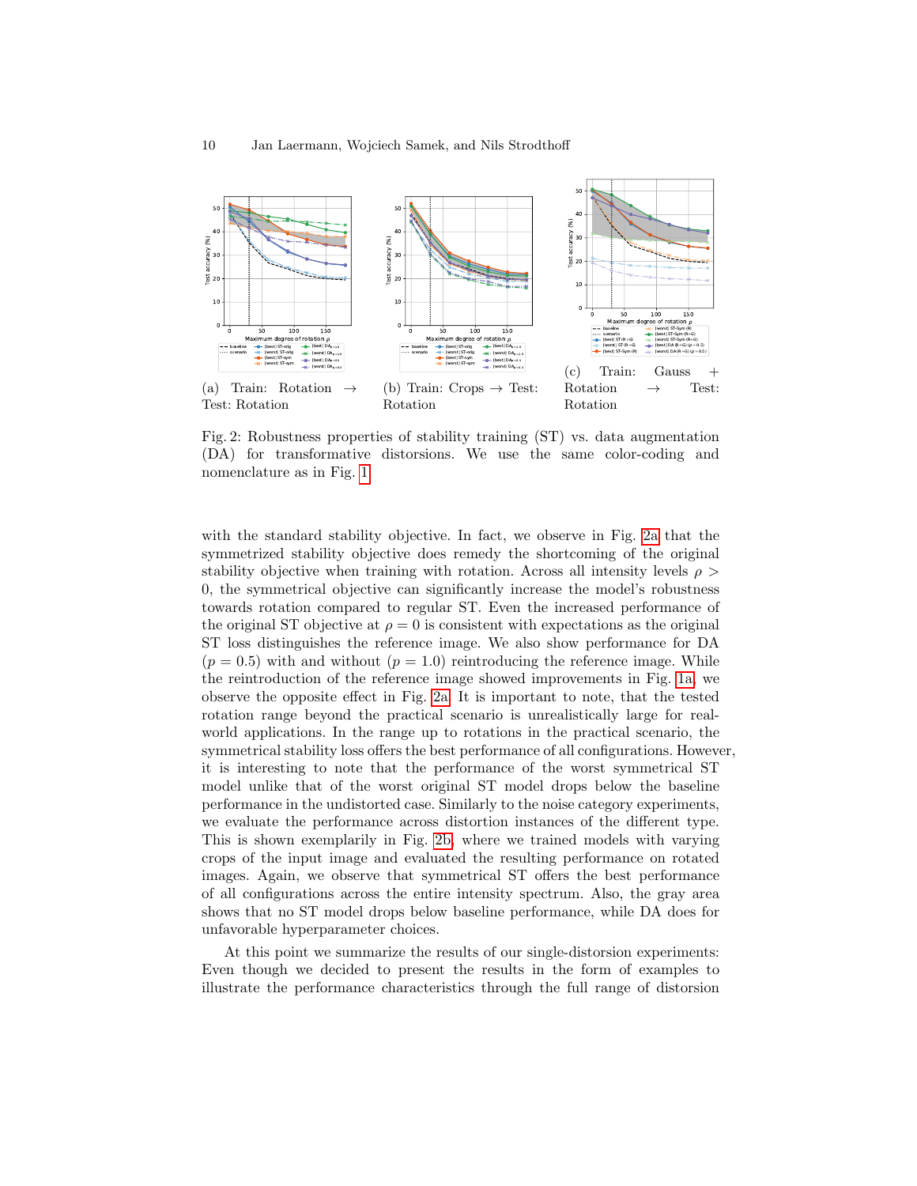(a) Train: Rotation → Test: Rotation

(b) Train: Crops → Test: Rotation

(c) Train: Gauss + Rotation → Test: Rotation

Fig. 2: Robustness properties of stability training (ST) vs. data augmentation (DA) for transformative distorsions. We use the same color-coding and nomenclature as in Fig. 1

with the standard stability objective. In fact, we observe in Fig. 2a that the symmetrized stability objective does remedy the shortcoming of the original stability objective when training with rotation. Across all intensity levels $\rho > 0$, the symmetrical objective can significantly increase the model's robustness towards rotation compared to regular ST. Even the increased performance of the original ST objective at $\rho = 0$ is consistent with expectations as the original ST loss distinguishes the reference image. We also show performance for DA ($p = 0.5$) with and without ($p = 1.0$) reintroducing the reference image. While the reintroduction of the reference image showed improvements in Fig. 1a, we observe the opposite effect in Fig. 2a. It is important to note, that the tested rotation range beyond the practical scenario is unrealistically large for real-world applications. In the range up to rotations in the practical scenario, the symmetrical stability loss offers the best performance of all configurations. However, it is interesting to note that the performance of the worst symmetrical ST model unlike that of the worst original ST model drops below the baseline performance in the undistorted case. Similarly to the noise category experiments, we evaluate the performance across distortion instances of the different type. This is shown exemplarily in Fig. 2b, where we trained models with varying crops of the input image and evaluated the resulting performance on rotated images. Again, we observe that symmetrical ST offers the best performance of all configurations across the entire intensity spectrum. Also, the gray area shows that no ST model drops below baseline performance, while DA does for unfavorable hyperparameter choices.

At this point we summarize the results of our single-distorsion experiments: Even though we decided to present the results in the form of examples to illustrate the performance characteristics through the full range of distortion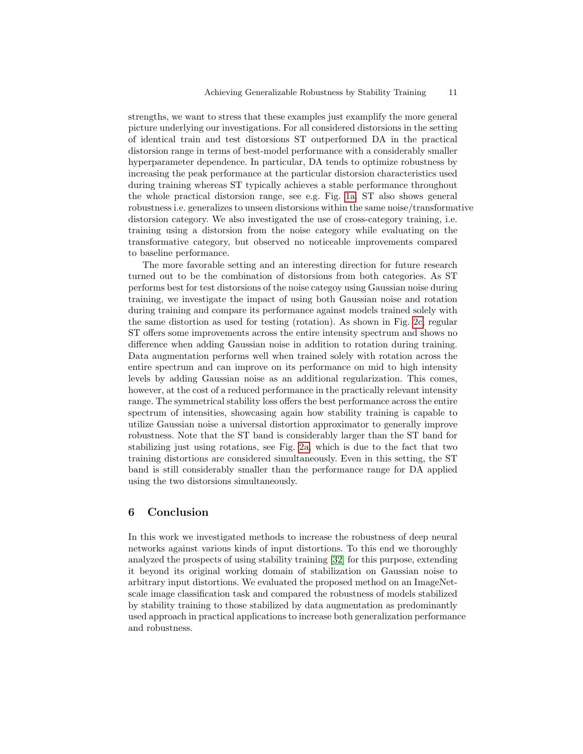strengths, we want to stress that these examples just examplify the more general picture underlying our investigations. For all considered distorsions in the setting of identical train and test distorsions ST outperformed DA in the practical distorsion range in terms of best-model performance with a considerably smaller hyperparameter dependence. In particular, DA tends to optimize robustness by increasing the peak performance at the particular distorsion characteristics used during training whereas ST typically achieves a stable performance throughout the whole practical distorsion range, see e.g. Fig. 1a. ST also shows general robustness i.e. generalizes to unseen distorsions within the same noise/transformative distorsion category. We also investigated the use of cross-category training, i.e. training using a distorsion from the noise category while evaluating on the transformative category, but observed no noticeable improvements compared to baseline performance.

The more favorable setting and an interesting direction for future research turned out to be the combination of distorsions from both categories. As ST performs best for test distorsions of the noise categoy using Gaussian noise during training, we investigate the impact of using both Gaussian noise and rotation during training and compare its performance against models trained solely with the same distortion as used for testing (rotation). As shown in Fig. 2c, regular ST offers some improvements across the entire intensity spectrum and shows no difference when adding Gaussian noise in addition to rotation during training. Data augmentation performs well when trained solely with rotation across the entire spectrum and can improve on its performance on mid to high intensity levels by adding Gaussian noise as an additional regularization. This comes, however, at the cost of a reduced performance in the practically relevant intensity range. The symmetrical stability loss offers the best performance across the entire spectrum of intensities, showcasing again how stability training is capable to utilize Gaussian noise a universal distortion approximator to generally improve robustness. Note that the ST band is considerably larger than the ST band for stabilizing just using rotations, see Fig. 2a, which is due to the fact that two training distortions are considered simultaneously. Even in this setting, the ST band is still considerably smaller than the performance range for DA applied using the two distorsions simultaneously.

## 6 Conclusion

In this work we investigated methods to increase the robustness of deep neural networks against various kinds of input distortions. To this end we thoroughly analyzed the prospects of using stability training [32] for this purpose, extending it beyond its original working domain of stabilization on Gaussian noise to arbitrary input distortions. We evaluated the proposed method on an ImageNet-scale image classification task and compared the robustness of models stabilized by stability training to those stabilized by data augmentation as predominantly used approach in practical applications to increase both generalization performance and robustness.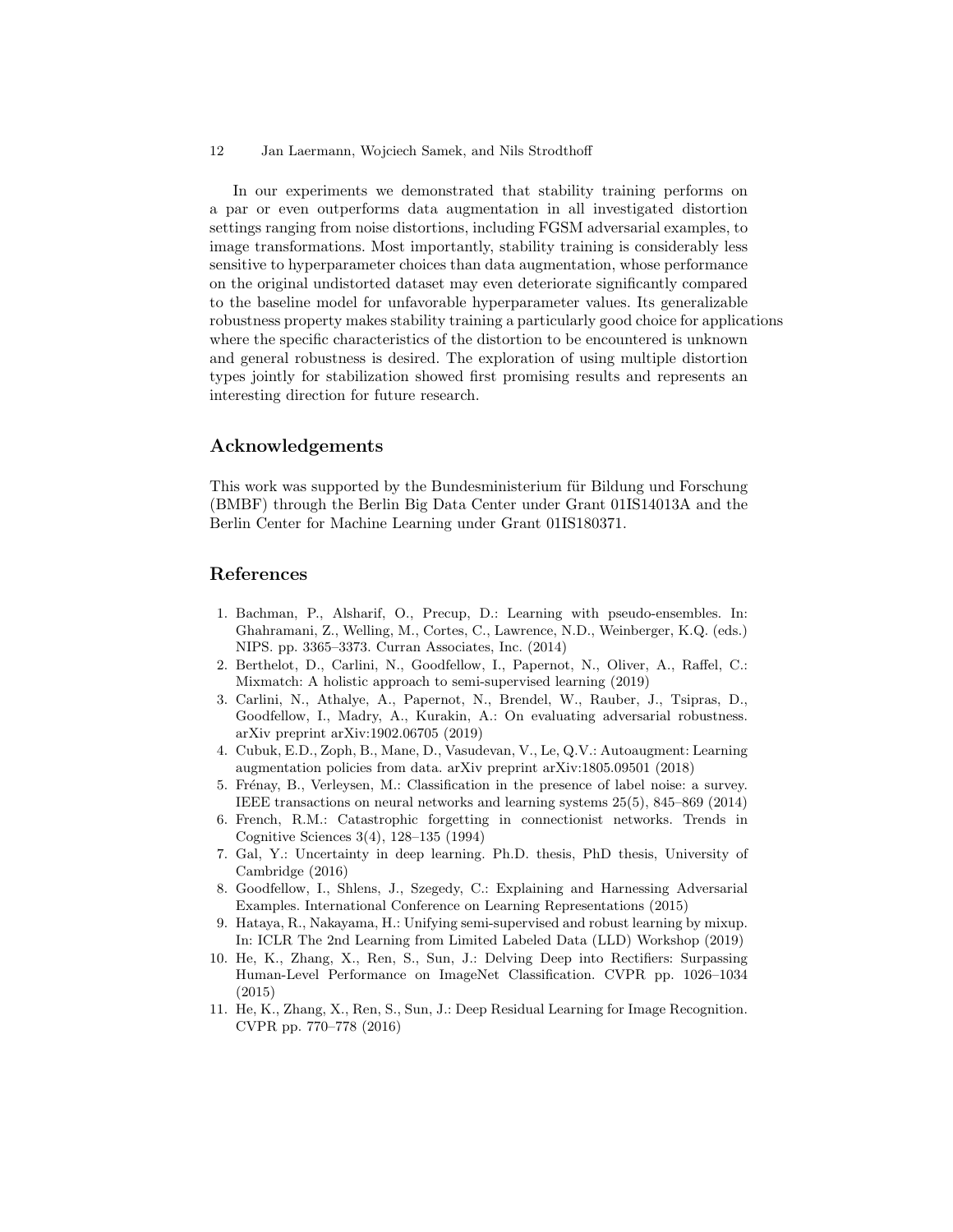In our experiments we demonstrated that stability training performs on a par or even outperforms data augmentation in all investigated distortion settings ranging from noise distortions, including FGSM adversarial examples, to image transformations. Most importantly, stability training is considerably less sensitive to hyperparameter choices than data augmentation, whose performance on the original undistorted dataset may even deteriorate significantly compared to the baseline model for unfavorable hyperparameter values. Its generalizable robustness property makes stability training a particularly good choice for applications where the specific characteristics of the distortion to be encountered is unknown and general robustness is desired. The exploration of using multiple distortion types jointly for stabilization showed first promising results and represents an interesting direction for future research.

## Acknowledgements

This work was supported by the Bundesministerium für Bildung und Forschung (BMBF) through the Berlin Big Data Center under Grant 01IS14013A and the Berlin Center for Machine Learning under Grant 01IS180371.

## References

1. Bachman, P., Alsharif, O., Precup, D.: Learning with pseudo-ensembles. In: Ghahramani, Z., Welling, M., Cortes, C., Lawrence, N.D., Weinberger, K.Q. (eds.) NIPS. pp. 3365–3373. Curran Associates, Inc. (2014)
2. Berthelot, D., Carlini, N., Goodfellow, I., Papernot, N., Oliver, A., Raffel, C.: Mixmatch: A holistic approach to semi-supervised learning (2019)
3. Carlini, N., Athalye, A., Papernot, N., Brendel, W., Rauber, J., Tsipras, D., Goodfellow, I., Madry, A., Kurakin, A.: On evaluating adversarial robustness. arXiv preprint arXiv:1902.06705 (2019)
4. Cubuk, E.D., Zoph, B., Mane, D., Vasudevan, V., Le, Q.V.: Autoaugment: Learning augmentation policies from data. arXiv preprint arXiv:1805.09501 (2018)
5. Frénay, B., Verleysen, M.: Classification in the presence of label noise: a survey. IEEE transactions on neural networks and learning systems 25(5), 845–869 (2014)
6. French, R.M.: Catastrophic forgetting in connectionist networks. Trends in Cognitive Sciences 3(4), 128–135 (1994)
7. Gal, Y.: Uncertainty in deep learning. Ph.D. thesis, PhD thesis, University of Cambridge (2016)
8. Goodfellow, I., Shlens, J., Szegedy, C.: Explaining and Harnessing Adversarial Examples. International Conference on Learning Representations (2015)
9. Hataya, R., Nakayama, H.: Unifying semi-supervised and robust learning by mixup. In: ICLR The 2nd Learning from Limited Labeled Data (LLD) Workshop (2019)
10. He, K., Zhang, X., Ren, S., Sun, J.: Delving Deep into Rectifiers: Surpassing Human-Level Performance on ImageNet Classification. CVPR pp. 1026–1034 (2015)
11. He, K., Zhang, X., Ren, S., Sun, J.: Deep Residual Learning for Image Recognition. CVPR pp. 770–778 (2016)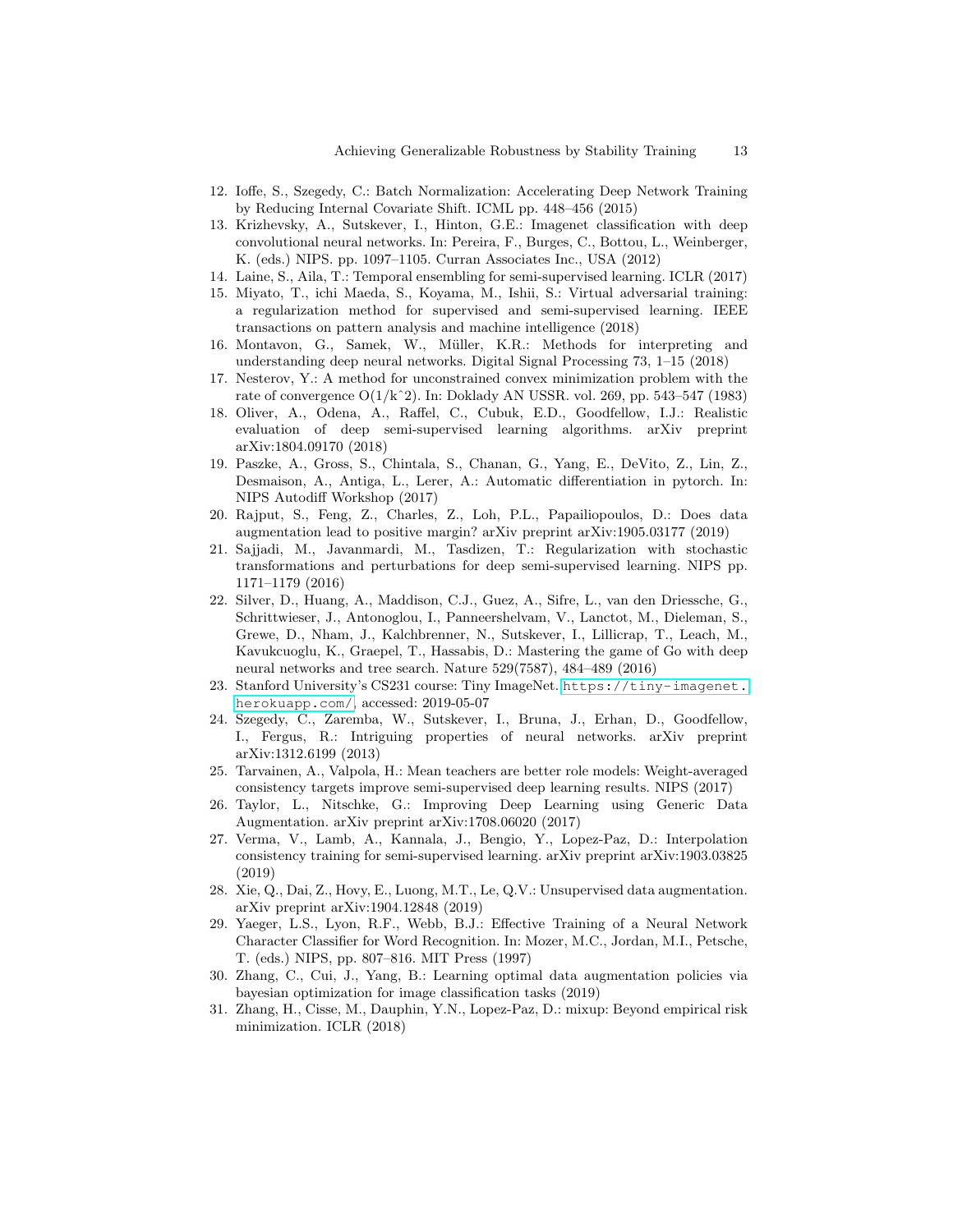12. Ioffe, S., Szegedy, C.: Batch Normalization: Accelerating Deep Network Training by Reducing Internal Covariate Shift. ICML pp. 448–456 (2015)
13. Krizhevsky, A., Sutskever, I., Hinton, G.E.: Imagenet classification with deep convolutional neural networks. In: Pereira, F., Burges, C., Bottou, L., Weinberger, K. (eds.) NIPS. pp. 1097–1105. Curran Associates Inc., USA (2012)
14. Laine, S., Aila, T.: Temporal ensembling for semi-supervised learning. ICLR (2017)
15. Miyato, T., ichi Maeda, S., Koyama, M., Ishii, S.: Virtual adversarial training: a regularization method for supervised and semi-supervised learning. IEEE transactions on pattern analysis and machine intelligence (2018)
16. Montavon, G., Samek, W., Müller, K.R.: Methods for interpreting and understanding deep neural networks. Digital Signal Processing 73, 1–15 (2018)
17. Nesterov, Y.: A method for unconstrained convex minimization problem with the rate of convergence O(1/kˆ2). In: Doklady AN USSR. vol. 269, pp. 543–547 (1983)
18. Oliver, A., Odena, A., Raffel, C., Cubuk, E.D., Goodfellow, I.J.: Realistic evaluation of deep semi-supervised learning algorithms. arXiv preprint arXiv:1804.09170 (2018)
19. Paszke, A., Gross, S., Chintala, S., Chanan, G., Yang, E., DeVito, Z., Lin, Z., Desmaison, A., Antiga, L., Lerer, A.: Automatic differentiation in pytorch. In: NIPS Autodiff Workshop (2017)
20. Rajput, S., Feng, Z., Charles, Z., Loh, P.L., Papailiopoulos, D.: Does data augmentation lead to positive margin? arXiv preprint arXiv:1905.03177 (2019)
21. Sajjadi, M., Javanmardi, M., Tasdizen, T.: Regularization with stochastic transformations and perturbations for deep semi-supervised learning. NIPS pp. 1171–1179 (2016)
22. Silver, D., Huang, A., Maddison, C.J., Guez, A., Sifre, L., van den Driessche, G., Schrittwieser, J., Antonoglou, I., Panneershelvam, V., Lanctot, M., Dieleman, S., Grewe, D., Nham, J., Kalchbrenner, N., Sutskever, I., Lillicrap, T., Leach, M., Kavukcuoglu, K., Graepel, T., Hassabis, D.: Mastering the game of Go with deep neural networks and tree search. Nature 529(7587), 484–489 (2016)
23. Stanford University's CS231 course: Tiny ImageNet. https://tiny-imagenet.herokuapp.com/, accessed: 2019-05-07
24. Szegedy, C., Zaremba, W., Sutskever, I., Bruna, J., Erhan, D., Goodfellow, I., Fergus, R.: Intriguing properties of neural networks. arXiv preprint arXiv:1312.6199 (2013)
25. Tarvainen, A., Valpola, H.: Mean teachers are better role models: Weight-averaged consistency targets improve semi-supervised deep learning results. NIPS (2017)
26. Taylor, L., Nitschke, G.: Improving Deep Learning using Generic Data Augmentation. arXiv preprint arXiv:1708.06020 (2017)
27. Verma, V., Lamb, A., Kannala, J., Bengio, Y., Lopez-Paz, D.: Interpolation consistency training for semi-supervised learning. arXiv preprint arXiv:1903.03825 (2019)
28. Xie, Q., Dai, Z., Hovy, E., Luong, M.T., Le, Q.V.: Unsupervised data augmentation. arXiv preprint arXiv:1904.12848 (2019)
29. Yaeger, L.S., Lyon, R.F., Webb, B.J.: Effective Training of a Neural Network Character Classifier for Word Recognition. In: Mozer, M.C., Jordan, M.I., Petsche, T. (eds.) NIPS, pp. 807–816. MIT Press (1997)
30. Zhang, C., Cui, J., Yang, B.: Learning optimal data augmentation policies via bayesian optimization for image classification tasks (2019)
31. Zhang, H., Cisse, M., Dauphin, Y.N., Lopez-Paz, D.: mixup: Beyond empirical risk minimization. ICLR (2018)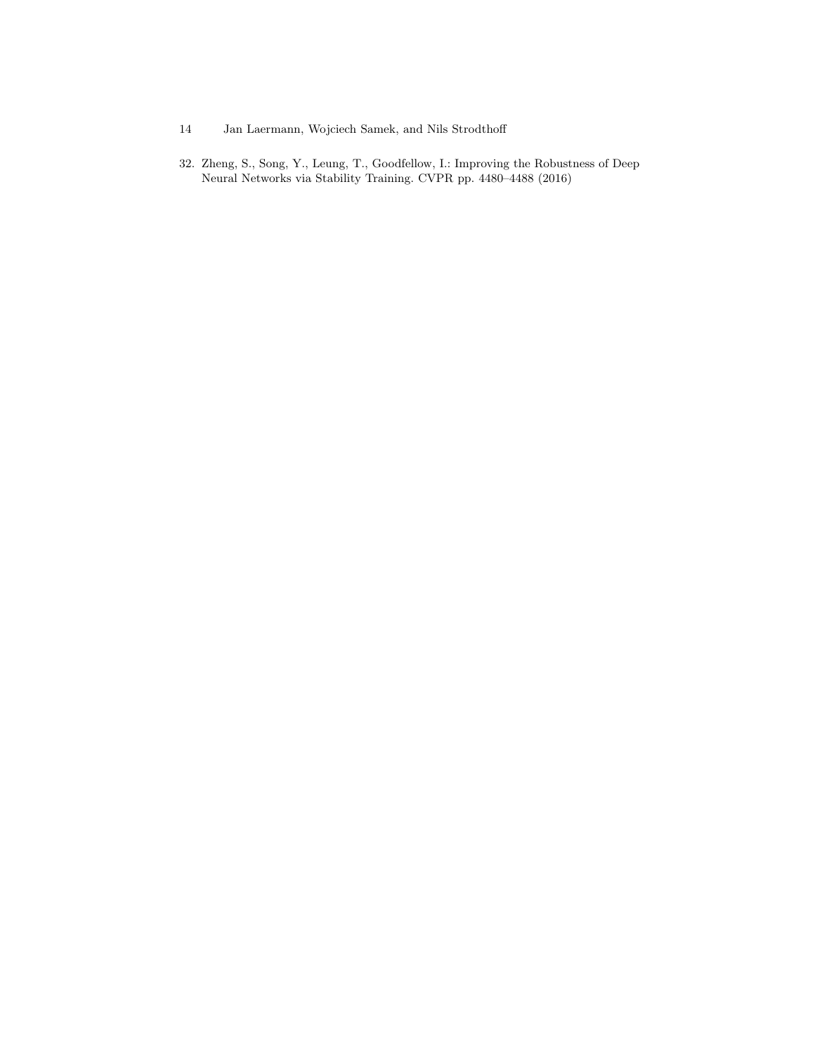32. Zheng, S., Song, Y., Leung, T., Goodfellow, I.: Improving the Robustness of Deep Neural Networks via Stability Training. CVPR pp. 4480–4488 (2016)